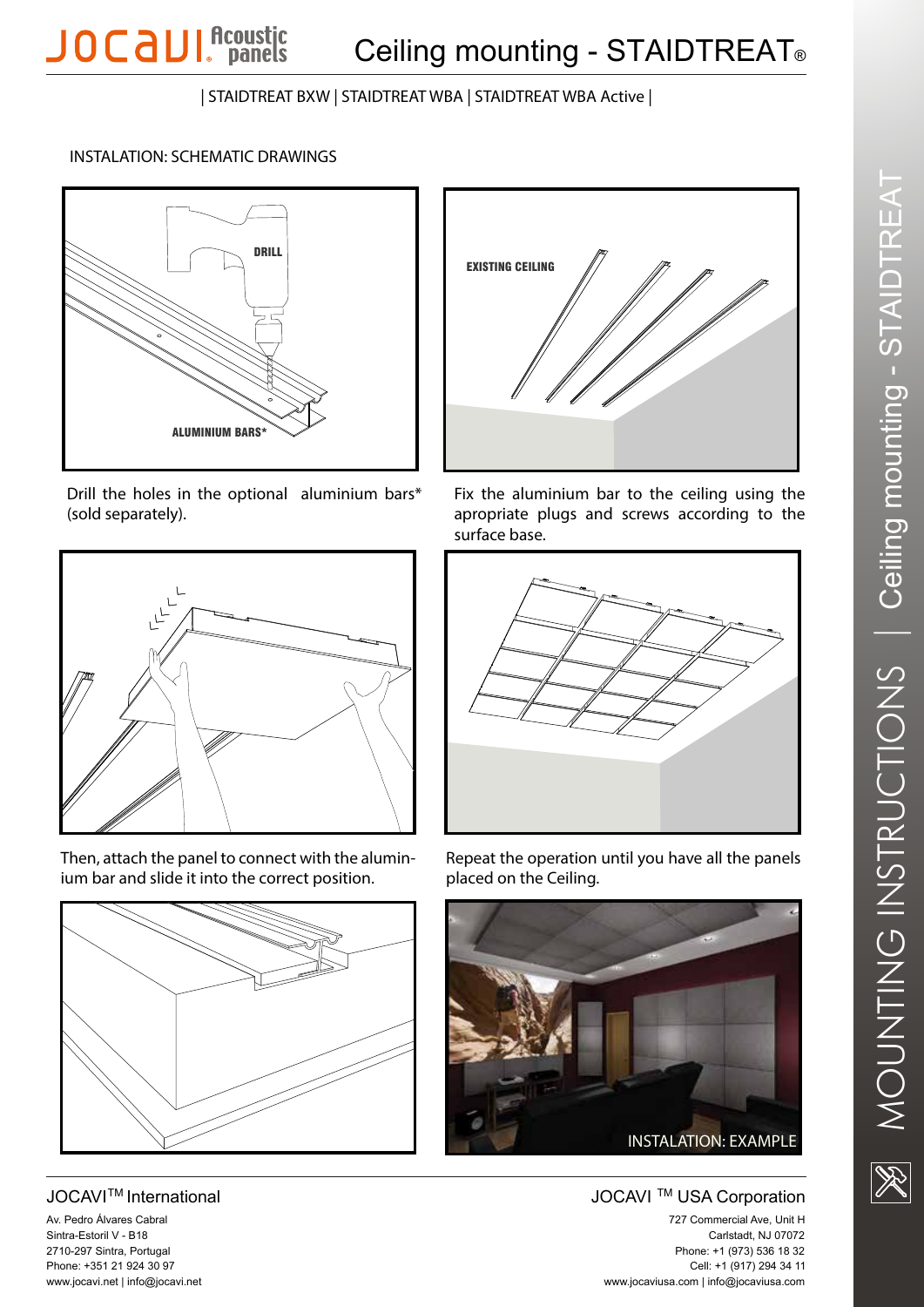# Ceiling mounting - STAIDTREAT®

| STAIDTREAT BXW | STAIDTREAT WBA | STAIDTREAT WBA Active |

## INSTALATION: SCHEMATIC DRAWINGS

DRILL

ALUMINIUM BARS*

Drill the holes in the optional aluminium bars* (sold separately).

EXISTING CEILING

Fix the aluminium bar to the ceiling using the apropriate plugs and screws according to the surface base.

Then, attach the panel to connect with the aluminium bar and slide it into the correct position.

Repeat the operation until you have all the panels placed on the Ceiling.

INSTALATION: EXAMPLE

MOUNTING INSTRUCTIONS | Ceiling mounting - STAIDTREAT

JOCAVI[TM] International

Av. Pedro Álvares Cabral
Sintra-Estoril V - B18
2710-297 Sintra, Portugal
Phone: +351 21 924 30 97
www.jocavi.net | info@jocavi.net

JOCAVI [TM] USA Corporation

727 Commercial Ave, Unit H
Carlstadt, NJ 07072
Phone: +1 (973) 536 18 32
Cell: +1 (917) 294 34 11
www.jocaviusa.com | info@jocaviusa.com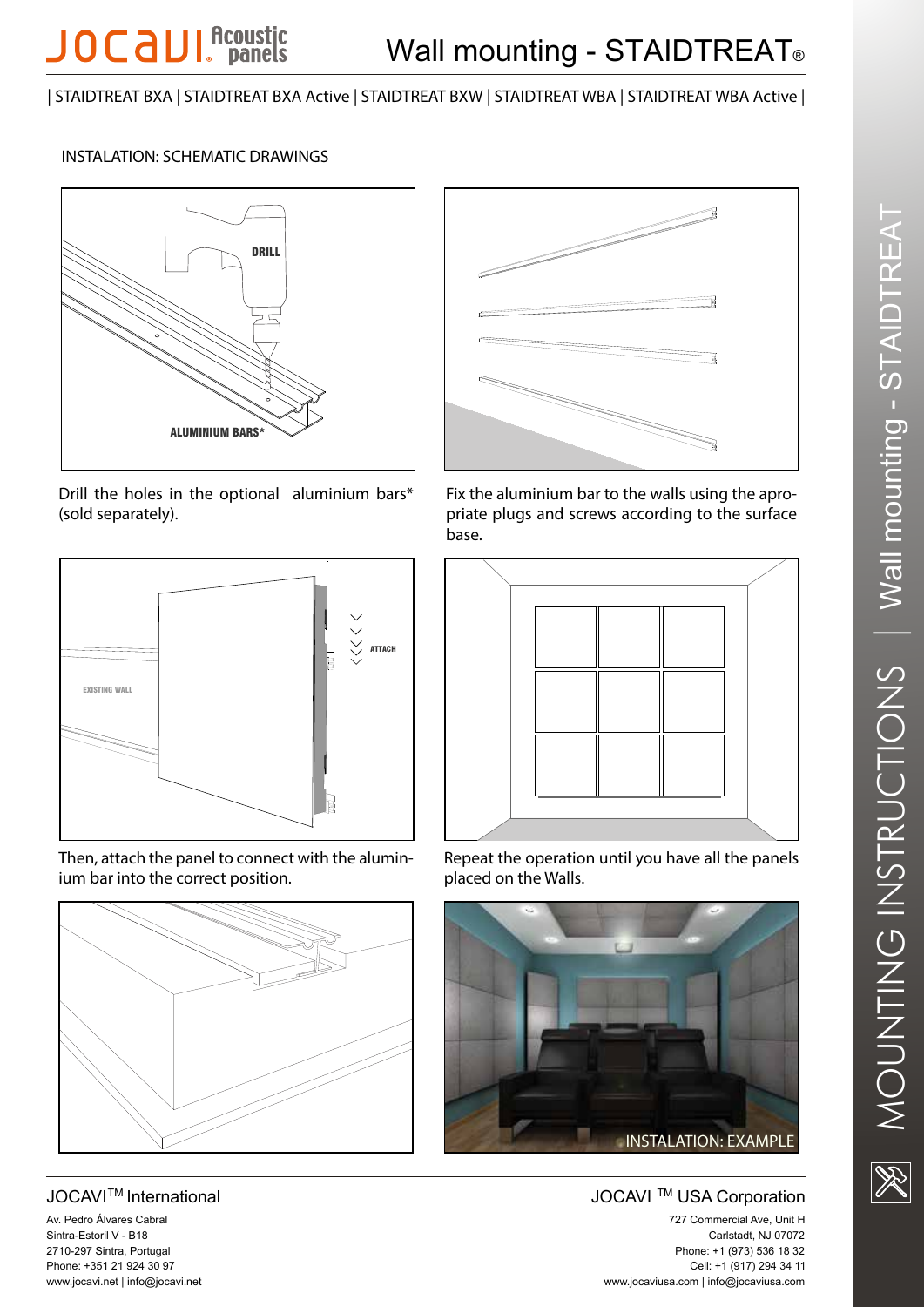# Wall mounting - STAIDTREAT®

| STAIDTREAT BXA | STAIDTREAT BXA Active | STAIDTREAT BXW | STAIDTREAT WBA | STAIDTREAT WBA Active |

INSTALATION: SCHEMATIC DRAWINGS

DRILL

ALUMINIUM BARS*

Drill the holes in the optional aluminium bars* (sold separately).

Fix the aluminium bar to the walls using the apropriate plugs and screws according to the surface base.

EXISTING WALL

ATTACH

Then, attach the panel to connect with the aluminium bar into the correct position.

Repeat the operation until you have all the panels placed on the Walls.

INSTALATION: EXAMPLE

MOUNTING INSTRUCTIONS | Wall mounting - STAIDTREAT

JOCAVI[TM] International

Av. Pedro Álvares Cabral
Sintra-Estoril V - B18
2710-297 Sintra, Portugal
Phone: +351 21 924 30 97
www.jocavi.net | info@jocavi.net

JOCAVI [TM] USA Corporation

727 Commercial Ave, Unit H
Carlstadt, NJ 07072
Phone: +1 (973) 536 18 32
Cell: +1 (917) 294 34 11
www.jocaviusa.com | info@jocaviusa.com